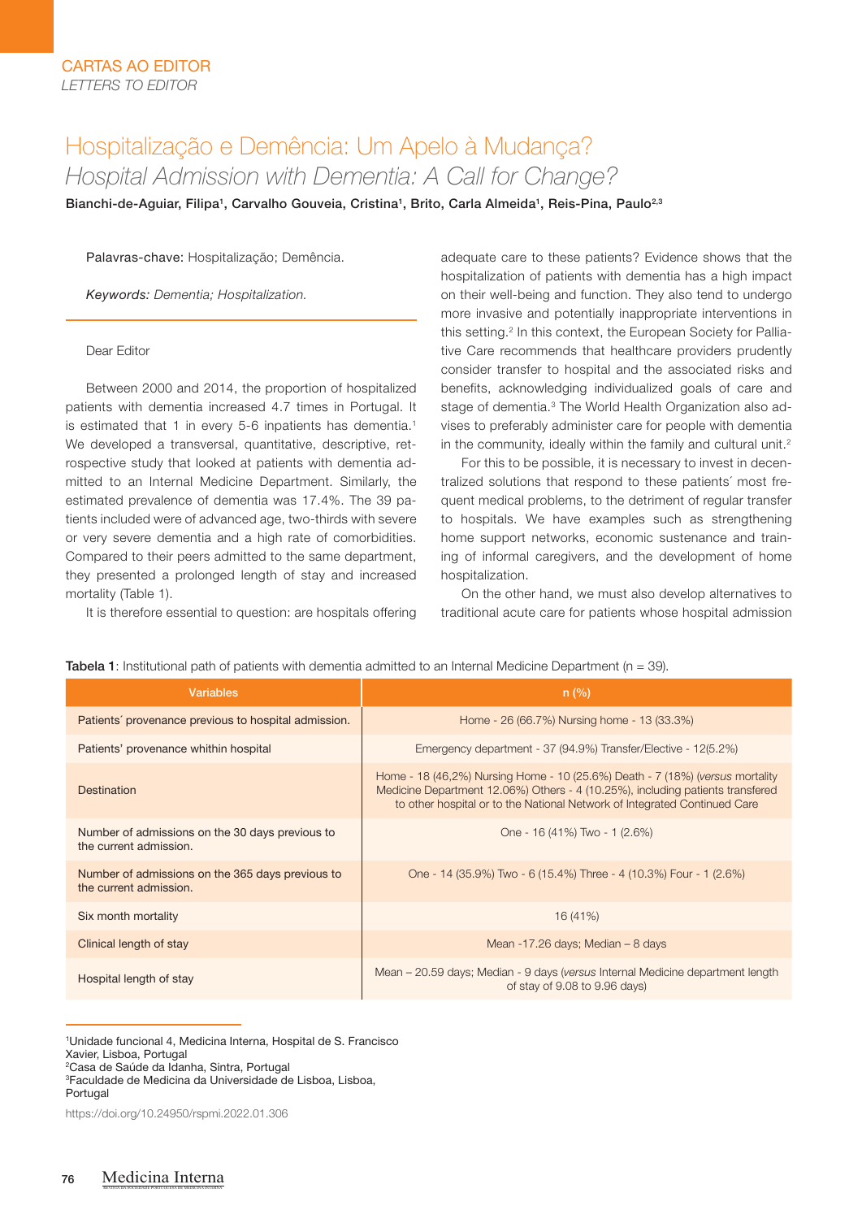CARTAS AO EDITOR
*LETTERS TO EDITOR*

# Hospitalização e Demência: Um Apelo à Mudança?
## *Hospital Admission with Dementia: A Call for Change?*

**Bianchi-de-Aguiar, Filipa[1], Carvalho Gouveia, Cristina[1], Brito, Carla Almeida[1], Reis-Pina, Paulo[2,3]**

Palavras-chave: Hospitalização; Demência.

*Keywords: Dementia; Hospitalization.*

Dear Editor

Between 2000 and 2014, the proportion of hospitalized patients with dementia increased 4.7 times in Portugal. It is estimated that 1 in every 5-6 inpatients has dementia.[1] We developed a transversal, quantitative, descriptive, retrospective study that looked at patients with dementia admitted to an Internal Medicine Department. Similarly, the estimated prevalence of dementia was 17.4%. The 39 patients included were of advanced age, two-thirds with severe or very severe dementia and a high rate of comorbidities. Compared to their peers admitted to the same department, they presented a prolonged length of stay and increased mortality (Table 1).

It is therefore essential to question: are hospitals offering adequate care to these patients? Evidence shows that the hospitalization of patients with dementia has a high impact on their well-being and function. They also tend to undergo more invasive and potentially inappropriate interventions in this setting.[2] In this context, the European Society for Palliative Care recommends that healthcare providers prudently consider transfer to hospital and the associated risks and benefits, acknowledging individualized goals of care and stage of dementia.[3] The World Health Organization also advises to preferably administer care for people with dementia in the community, ideally within the family and cultural unit.[2]

For this to be possible, it is necessary to invest in decentralized solutions that respond to these patients´ most frequent medical problems, to the detriment of regular transfer to hospitals. We have examples such as strengthening home support networks, economic sustenance and training of informal caregivers, and the development of home hospitalization.

On the other hand, we must also develop alternatives to traditional acute care for patients whose hospital admission

**Tabela 1**: Institutional path of patients with dementia admitted to an Internal Medicine Department (n = 39).

| Variables | n (%) |
|---|---|
| Patients´ provenance previous to hospital admission. | Home - 26 (66.7%) Nursing home - 13 (33.3%) |
| Patients' provenance whithin hospital | Emergency department - 37 (94.9%) Transfer/Elective - 12(5.2%) |
| Destination | Home - 18 (46,2%) Nursing Home - 10 (25.6%) Death - 7 (18%) (*versus* mortality Medicine Department 12.06%) Others - 4 (10.25%), including patients transfered to other hospital or to the National Network of Integrated Continued Care |
| Number of admissions on the 30 days previous to the current admission. | One - 16 (41%) Two - 1 (2.6%) |
| Number of admissions on the 365 days previous to the current admission. | One - 14 (35.9%) Two - 6 (15.4%) Three - 4 (10.3%) Four - 1 (2.6%) |
| Six month mortality | 16 (41%) |
| Clinical length of stay | Mean -17.26 days; Median – 8 days |
| Hospital length of stay | Mean – 20.59 days; Median - 9 days (*versus* Internal Medicine department length of stay of 9.08 to 9.96 days) |

[1]Unidade funcional 4, Medicina Interna, Hospital de S. Francisco Xavier, Lisboa, Portugal
[2]Casa de Saúde da Idanha, Sintra, Portugal
[3]Faculdade de Medicina da Universidade de Lisboa, Lisboa, Portugal

https://doi.org/10.24950/rspmi.2022.01.306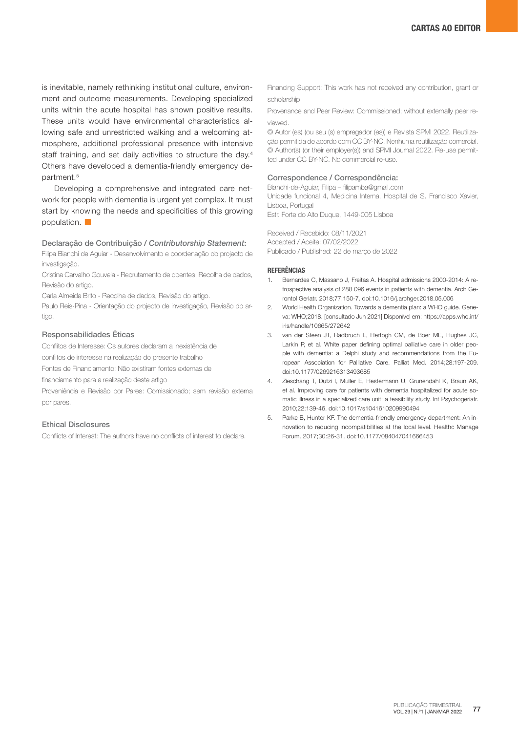is inevitable, namely rethinking institutional culture, environment and outcome measurements. Developing specialized units within the acute hospital has shown positive results. These units would have environmental characteristics allowing safe and unrestricted walking and a welcoming atmosphere, additional professional presence with intensive staff training, and set daily activities to structure the day.[4] Others have developed a dementia-friendly emergency department.[5]

Developing a comprehensive and integrated care network for people with dementia is urgent yet complex. It must start by knowing the needs and specificities of this growing population. ■

### Declaração de Contribuição / *Contributorship Statement*:

Filipa Bianchi de Aguiar - Desenvolvimento e coordenação do projecto de investigação.

Cristina Carvalho Gouveia - Recrutamento de doentes, Recolha de dados, Revisão do artigo.

Carla Almeida Brito - Recolha de dados, Revisão do artigo.

Paulo Reis-Pina - Orientação do projecto de investigação, Revisão do artigo.

### Responsabilidades Éticas

Conflitos de Interesse: Os autores declaram a inexistência de conflitos de interesse na realização do presente trabalho

Fontes de Financiamento: Não existiram fontes externas de financiamento para a realização deste artigo

Proveniência e Revisão por Pares: Comissionado; sem revisão externa por pares.

### Ethical Disclosures

Conflicts of Interest: The authors have no conflicts of interest to declare.

Financing Support: This work has not received any contribution, grant or scholarship

Provenance and Peer Review: Commissioned; without externally peer reviewed.

© Autor (es) (ou seu (s) empregador (es)) e Revista SPMI 2022. Reutilização permitida de acordo com CC BY-NC. Nenhuma reutilização comercial.
© Author(s) (or their employer(s)) and SPMI Journal 2022. Re-use permitted under CC BY-NC. No commercial re-use.

### Correspondence / Correspondência:

Bianchi-de-Aguiar, Filipa – filipamba@gmail.com
Unidade funcional 4, Medicina Interna, Hospital de S. Francisco Xavier, Lisboa, Portugal
Estr. Forte do Alto Duque, 1449-005 Lisboa

Received / Recebido: 08/11/2021
Accepted / Aceite: 07/02/2022
Publicado / Published: 22 de março de 2022

### REFERÊNCIAS

1. Bernardes C, Massano J, Freitas A. Hospital admissions 2000-2014: A retrospective analysis of 288 096 events in patients with dementia. Arch Gerontol Geriatr. 2018;77:150-7. doi:10.1016/j.archger.2018.05.006
2. World Health Organization. Towards a dementia plan: a WHO guide. Geneva: WHO;2018. [consultado Jun 2021] Disponível em: https://apps.who.int/iris/handle/10665/272642
3. van der Steen JT, Radbruch L, Hertogh CM, de Boer ME, Hughes JC, Larkin P, et al. White paper defining optimal palliative care in older people with dementia: a Delphi study and recommendations from the European Association for Palliative Care. Palliat Med. 2014;28:197-209. doi:10.1177/0269216313493685
4. Zieschang T, Dutzi I, Muller E, Hestermann U, Grunendahl K, Braun AK, et al. Improving care for patients with dementia hospitalized for acute somatic illness in a specialized care unit: a feasibility study. Int Psychogeriatr. 2010;22:139-46. doi:10.1017/s1041610209990494
5. Parke B, Hunter KF. The dementia-friendly emergency department: An innovation to reducing incompatibilities at the local level. Healthc Manage Forum. 2017;30:26-31. doi:10.1177/084047041666453